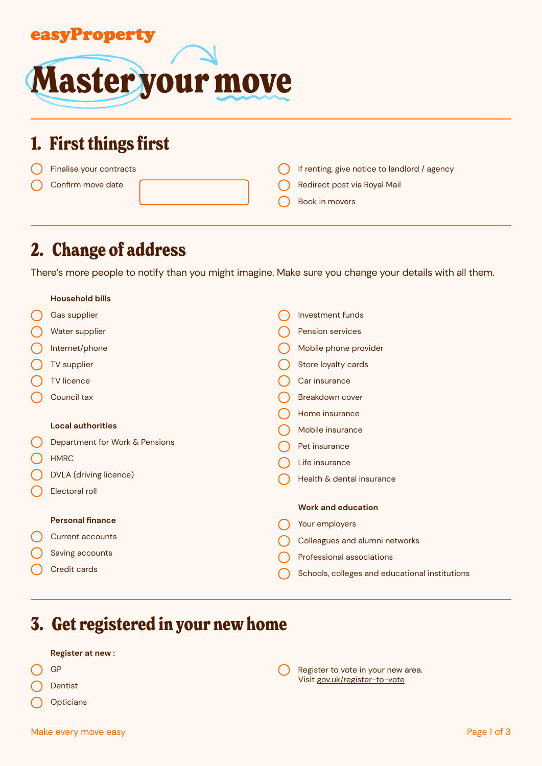easyProperty

# Master your move

## 1. First things first

- [ ] Finalise your contracts
- [ ] Confirm move date
- [ ] If renting, give notice to landlord / agency
- [ ] Redirect post via Royal Mail
- [ ] Book in movers

## 2. Change of address

There's more people to notify than you might imagine. Make sure you change your details with all them.

**Household bills**

- [ ] Gas supplier
- [ ] Water supplier
- [ ] Internet/phone
- [ ] TV supplier
- [ ] TV licence
- [ ] Council tax

**Local authorities**

- [ ] Department for Work & Pensions
- [ ] HMRC
- [ ] DVLA (driving licence)
- [ ] Electoral roll

**Personal finance**

- [ ] Current accounts
- [ ] Saving accounts
- [ ] Credit cards
- [ ] Investment funds
- [ ] Pension services
- [ ] Mobile phone provider
- [ ] Store loyalty cards
- [ ] Car insurance
- [ ] Breakdown cover
- [ ] Home insurance
- [ ] Mobile insurance
- [ ] Pet insurance
- [ ] Life insurance
- [ ] Health & dental insurance

**Work and education**

- [ ] Your employers
- [ ] Colleagues and alumni networks
- [ ] Professional associations
- [ ] Schools, colleges and educational institutions

## 3. Get registered in your new home

**Register at new :**

- [ ] GP
- [ ] Dentist
- [ ] Opticians
- [ ] Register to vote in your new area. Visit gov.uk/register-to-vote

Make every move easy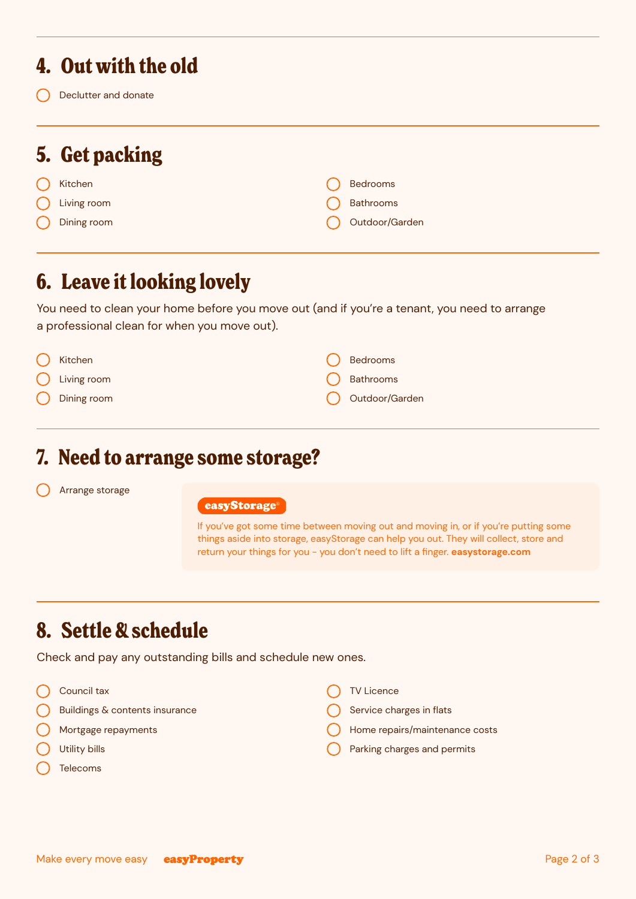## 4. Out with the old

- [ ] Declutter and donate

## 5. Get packing

- [ ] Kitchen
- [ ] Living room
- [ ] Dining room
- [ ] Bedrooms
- [ ] Bathrooms
- [ ] Outdoor/Garden

## 6. Leave it looking lovely

You need to clean your home before you move out (and if you're a tenant, you need to arrange a professional clean for when you move out).

- [ ] Kitchen
- [ ] Living room
- [ ] Dining room
- [ ] Bedrooms
- [ ] Bathrooms
- [ ] Outdoor/Garden

## 7. Need to arrange some storage?

- [ ] Arrange storage

**easyStorage®**

If you've got some time between moving out and moving in, or if you're putting some things aside into storage, easyStorage can help you out. They will collect, store and return your things for you - you don't need to lift a finger. **easystorage.com**

## 8. Settle & schedule

Check and pay any outstanding bills and schedule new ones.

- [ ] Council tax
- [ ] Buildings & contents insurance
- [ ] Mortgage repayments
- [ ] Utility bills
- [ ] Telecoms
- [ ] TV Licence
- [ ] Service charges in flats
- [ ] Home repairs/maintenance costs
- [ ] Parking charges and permits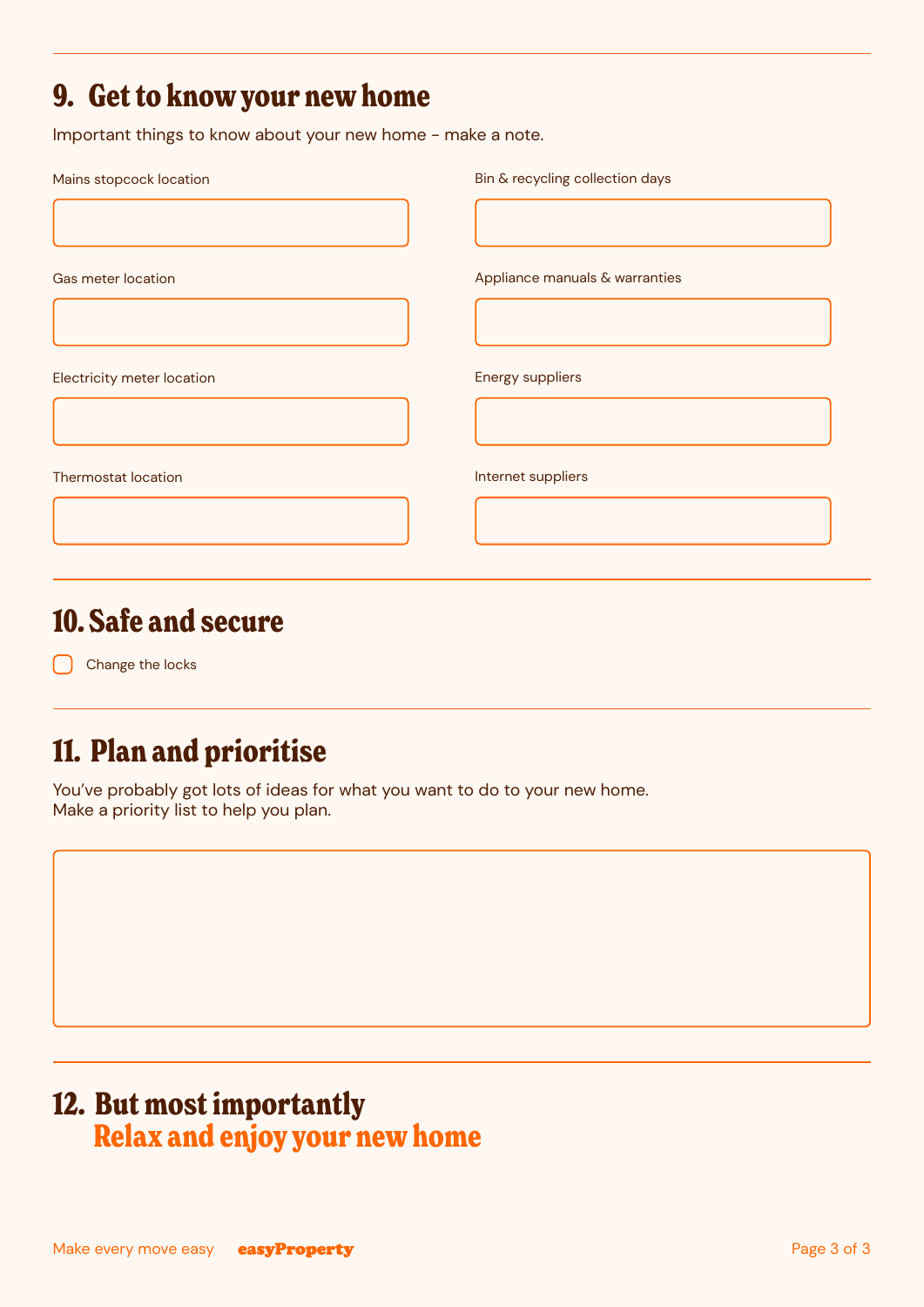## 9. Get to know your new home

Important things to know about your new home - make a note.

Mains stopcock location

Gas meter location

Electricity meter location

Thermostat location

Bin & recycling collection days

Appliance manuals & warranties

Energy suppliers

Internet suppliers

## 10. Safe and secure

- [ ] Change the locks

## 11. Plan and prioritise

You've probably got lots of ideas for what you want to do to your new home.
Make a priority list to help you plan.

## 12. But most importantly
**Relax and enjoy your new home**

Make every move easy **easyProperty**